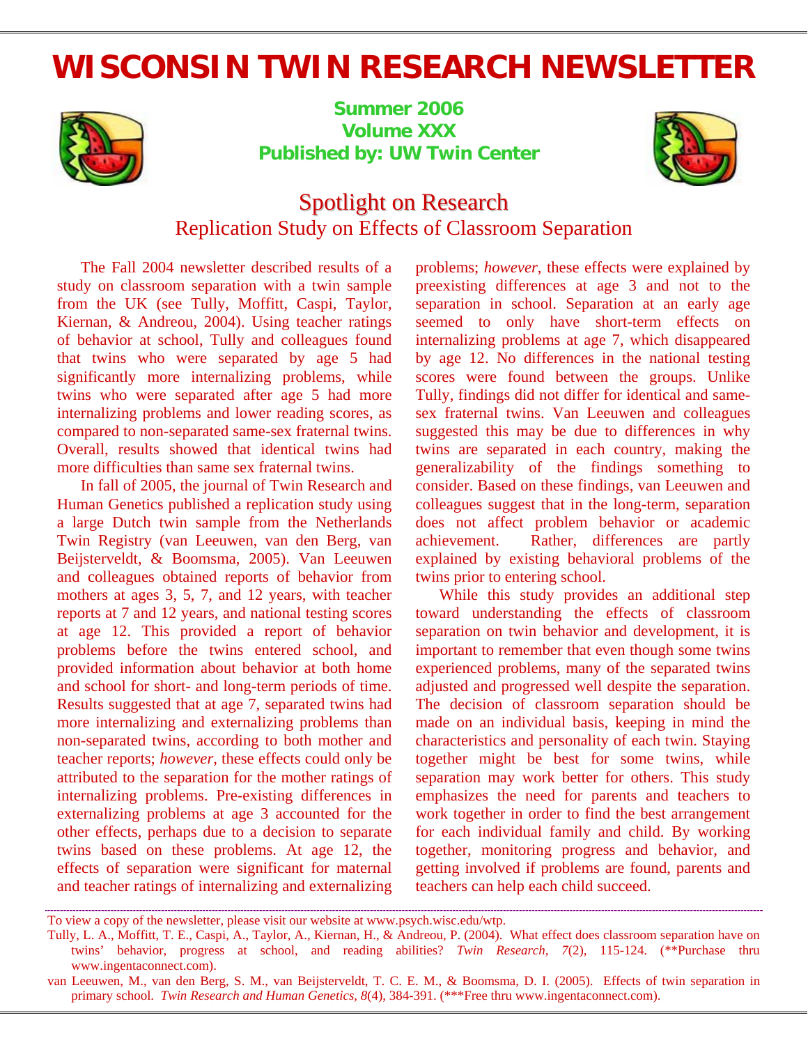# WISCONSIN TWIN RESEARCH NEWSLETTER

**Summer 2006**
**Volume XXX**
**Published by: UW Twin Center**

## Spotlight on Research

### Replication Study on Effects of Classroom Separation

The Fall 2004 newsletter described results of a study on classroom separation with a twin sample from the UK (see Tully, Moffitt, Caspi, Taylor, Kiernan, & Andreou, 2004). Using teacher ratings of behavior at school, Tully and colleagues found that twins who were separated by age 5 had significantly more internalizing problems, while twins who were separated after age 5 had more internalizing problems and lower reading scores, as compared to non-separated same-sex fraternal twins. Overall, results showed that identical twins had more difficulties than same sex fraternal twins.

In fall of 2005, the journal of Twin Research and Human Genetics published a replication study using a large Dutch twin sample from the Netherlands Twin Registry (van Leeuwen, van den Berg, van Beijsterveldt, & Boomsma, 2005). Van Leeuwen and colleagues obtained reports of behavior from mothers at ages 3, 5, 7, and 12 years, with teacher reports at 7 and 12 years, and national testing scores at age 12. This provided a report of behavior problems before the twins entered school, and provided information about behavior at both home and school for short- and long-term periods of time. Results suggested that at age 7, separated twins had more internalizing and externalizing problems than non-separated twins, according to both mother and teacher reports; *however*, these effects could only be attributed to the separation for the mother ratings of internalizing problems. Pre-existing differences in externalizing problems at age 3 accounted for the other effects, perhaps due to a decision to separate twins based on these problems. At age 12, the effects of separation were significant for maternal and teacher ratings of internalizing and externalizing problems; *however*, these effects were explained by preexisting differences at age 3 and not to the separation in school. Separation at an early age seemed to only have short-term effects on internalizing problems at age 7, which disappeared by age 12. No differences in the national testing scores were found between the groups. Unlike Tully, findings did not differ for identical and same-sex fraternal twins. Van Leeuwen and colleagues suggested this may be due to differences in why twins are separated in each country, making the generalizability of the findings something to consider. Based on these findings, van Leeuwen and colleagues suggest that in the long-term, separation does not affect problem behavior or academic achievement. Rather, differences are partly explained by existing behavioral problems of the twins prior to entering school.

While this study provides an additional step toward understanding the effects of classroom separation on twin behavior and development, it is important to remember that even though some twins experienced problems, many of the separated twins adjusted and progressed well despite the separation. The decision of classroom separation should be made on an individual basis, keeping in mind the characteristics and personality of each twin. Staying together might be best for some twins, while separation may work better for others. This study emphasizes the need for parents and teachers to work together in order to find the best arrangement for each individual family and child. By working together, monitoring progress and behavior, and getting involved if problems are found, parents and teachers can help each child succeed.

---

To view a copy of the newsletter, please visit our website at www.psych.wisc.edu/wtp.

Tully, L. A., Moffitt, T. E., Caspi, A., Taylor, A., Kiernan, H., & Andreou, P. (2004). What effect does classroom separation have on twins' behavior, progress at school, and reading abilities? *Twin Research, 7*(2), 115-124. (**Purchase thru www.ingentaconnect.com).

van Leeuwen, M., van den Berg, S. M., van Beijsterveldt, T. C. E. M., & Boomsma, D. I. (2005). Effects of twin separation in primary school. *Twin Research and Human Genetics, 8*(4), 384-391. (***Free thru www.ingentaconnect.com).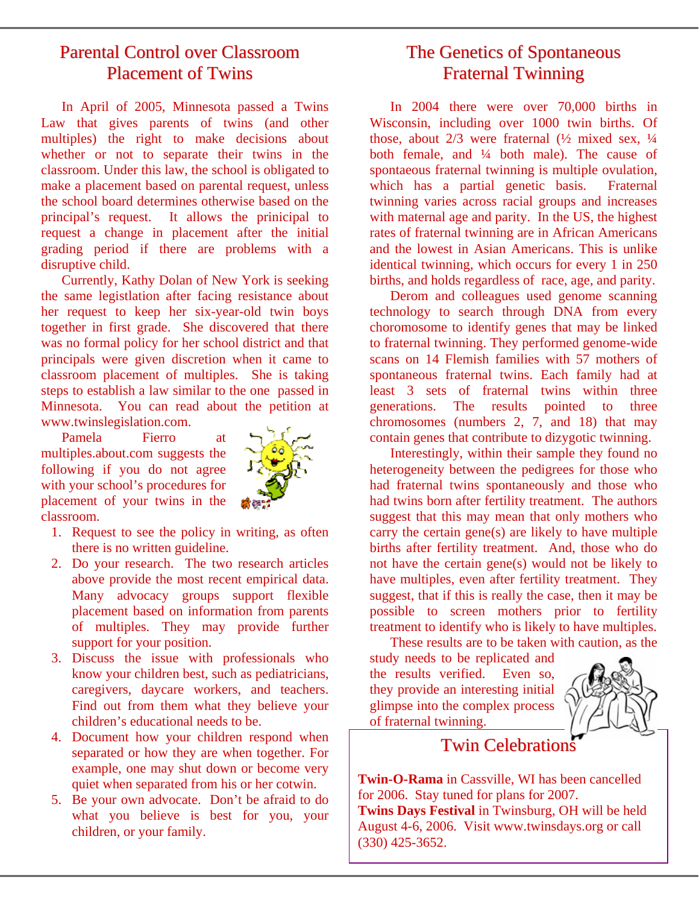## Parental Control over Classroom Placement of Twins

In April of 2005, Minnesota passed a Twins Law that gives parents of twins (and other multiples) the right to make decisions about whether or not to separate their twins in the classroom. Under this law, the school is obligated to make a placement based on parental request, unless the school board determines otherwise based on the principal's request. It allows the prinicipal to request a change in placement after the initial grading period if there are problems with a disruptive child.

Currently, Kathy Dolan of New York is seeking the same legistlation after facing resistance about her request to keep her six-year-old twin boys together in first grade. She discovered that there was no formal policy for her school district and that principals were given discretion when it came to classroom placement of multiples. She is taking steps to establish a law similar to the one passed in Minnesota. You can read about the petition at www.twinslegislation.com.

Pamela Fierro at multiples.about.com suggests the following if you do not agree with your school's procedures for placement of your twins in the classroom.

1. Request to see the policy in writing, as often there is no written guideline.
2. Do your research. The two research articles above provide the most recent empirical data. Many advocacy groups support flexible placement based on information from parents of multiples. They may provide further support for your position.
3. Discuss the issue with professionals who know your children best, such as pediatricians, caregivers, daycare workers, and teachers. Find out from them what they believe your children's educational needs to be.
4. Document how your children respond when separated or how they are when together. For example, one may shut down or become very quiet when separated from his or her cotwin.
5. Be your own advocate. Don't be afraid to do what you believe is best for you, your children, or your family.

## The Genetics of Spontaneous Fraternal Twinning

In 2004 there were over 70,000 births in Wisconsin, including over 1000 twin births. Of those, about 2/3 were fraternal (½ mixed sex, ¼ both female, and ¼ both male). The cause of spontaeous fraternal twinning is multiple ovulation, which has a partial genetic basis. Fraternal twinning varies across racial groups and increases with maternal age and parity. In the US, the highest rates of fraternal twinning are in African Americans and the lowest in Asian Americans. This is unlike identical twinning, which occurs for every 1 in 250 births, and holds regardless of race, age, and parity.

Derom and colleagues used genome scanning technology to search through DNA from every choromosome to identify genes that may be linked to fraternal twinning. They performed genome-wide scans on 14 Flemish families with 57 mothers of spontaneous fraternal twins. Each family had at least 3 sets of fraternal twins within three generations. The results pointed to three chromosomes (numbers 2, 7, and 18) that may contain genes that contribute to dizygotic twinning.

Interestingly, within their sample they found no heterogeneity between the pedigrees for those who had fraternal twins spontaneously and those who had twins born after fertility treatment. The authors suggest that this may mean that only mothers who carry the certain gene(s) are likely to have multiple births after fertility treatment. And, those who do not have the certain gene(s) would not be likely to have multiples, even after fertility treatment. They suggest, that if this is really the case, then it may be possible to screen mothers prior to fertility treatment to identify who is likely to have multiples.

These results are to be taken with caution, as the study needs to be replicated and the results verified. Even so, they provide an interesting initial glimpse into the complex process of fraternal twinning.

## Twin Celebrations

**Twin-O-Rama** in Cassville, WI has been cancelled for 2006. Stay tuned for plans for 2007.
**Twins Days Festival** in Twinsburg, OH will be held August 4-6, 2006. Visit www.twinsdays.org or call (330) 425-3652.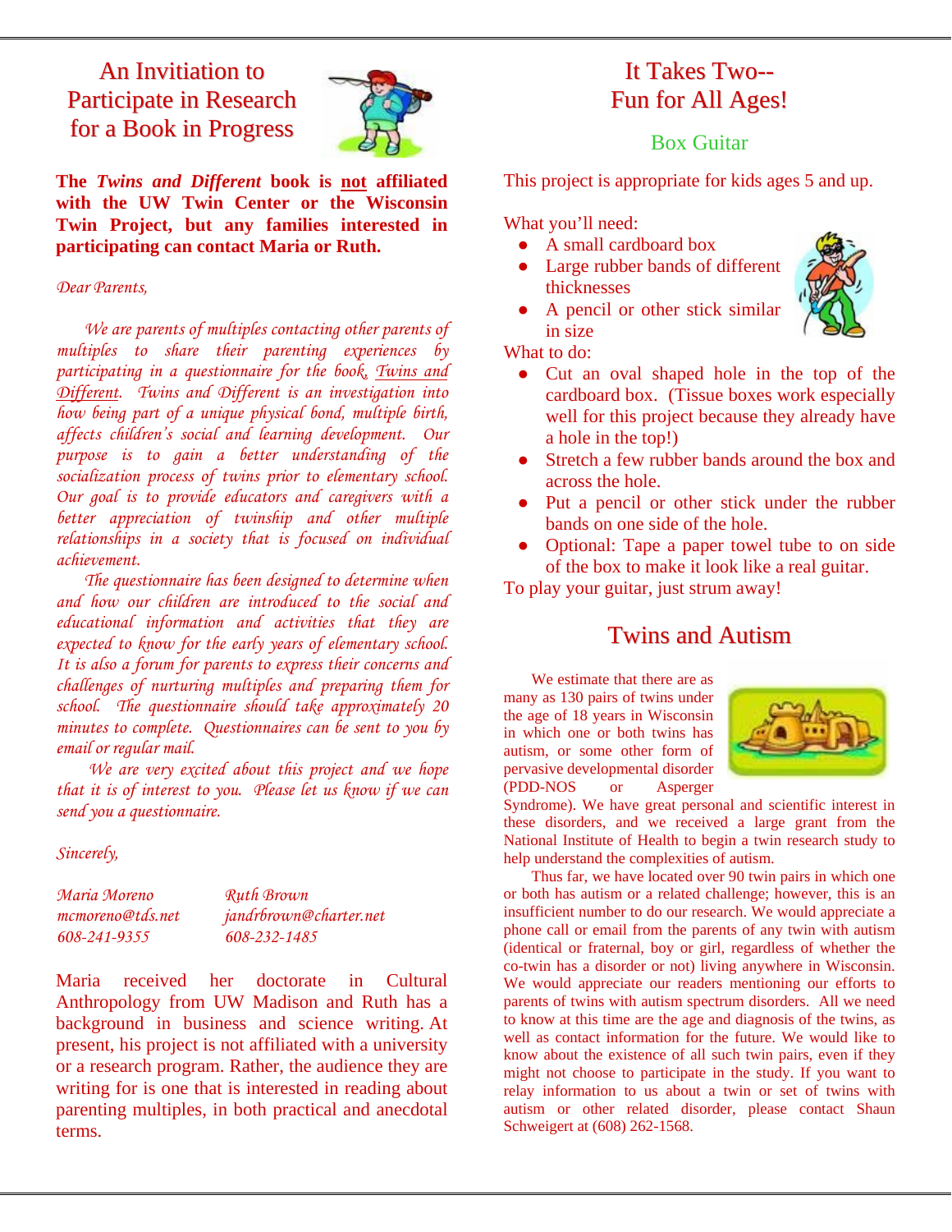## An Invitation to Participate in Research for a Book in Progress

**The *Twins and Different* book is not affiliated with the UW Twin Center or the Wisconsin Twin Project, but any families interested in participating can contact Maria or Ruth.**

*Dear Parents,*

*We are parents of multiples contacting other parents of multiples to share their parenting experiences by participating in a questionnaire for the book, Twins and Different. Twins and Different is an investigation into how being part of a unique physical bond, multiple birth, affects children's social and learning development. Our purpose is to gain a better understanding of the socialization process of twins prior to elementary school. Our goal is to provide educators and caregivers with a better appreciation of twinship and other multiple relationships in a society that is focused on individual achievement.*

*The questionnaire has been designed to determine when and how our children are introduced to the social and educational information and activities that they are expected to know for the early years of elementary school. It is also a forum for parents to express their concerns and challenges of nurturing multiples and preparing them for school. The questionnaire should take approximately 20 minutes to complete. Questionnaires can be sent to you by email or regular mail.*

*We are very excited about this project and we hope that it is of interest to you. Please let us know if we can send you a questionnaire.*

*Sincerely,*

| | |
|---|---|
| *Maria Moreno* | *Ruth Brown* |
| *mcmoreno@tds.net* | *jandrbrown@charter.net* |
| *608-241-9355* | *608-232-1485* |

Maria received her doctorate in Cultural Anthropology from UW Madison and Ruth has a background in business and science writing. At present, his project is not affiliated with a university or a research program. Rather, the audience they are writing for is one that is interested in reading about parenting multiples, in both practical and anecdotal terms.

## It Takes Two--Fun for All Ages!

### Box Guitar

This project is appropriate for kids ages 5 and up.

What you'll need:

- A small cardboard box
- Large rubber bands of different thicknesses
- A pencil or other stick similar in size

What to do:

- Cut an oval shaped hole in the top of the cardboard box. (Tissue boxes work especially well for this project because they already have a hole in the top!)
- Stretch a few rubber bands around the box and across the hole.
- Put a pencil or other stick under the rubber bands on one side of the hole.
- Optional: Tape a paper towel tube to on side of the box to make it look like a real guitar.

To play your guitar, just strum away!

## Twins and Autism

We estimate that there are as many as 130 pairs of twins under the age of 18 years in Wisconsin in which one or both twins has autism, or some other form of pervasive developmental disorder (PDD-NOS or Asperger Syndrome). We have great personal and scientific interest in these disorders, and we received a large grant from the National Institute of Health to begin a twin research study to help understand the complexities of autism.

Thus far, we have located over 90 twin pairs in which one or both has autism or a related challenge; however, this is an insufficient number to do our research. We would appreciate a phone call or email from the parents of any twin with autism (identical or fraternal, boy or girl, regardless of whether the co-twin has a disorder or not) living anywhere in Wisconsin. We would appreciate our readers mentioning our efforts to parents of twins with autism spectrum disorders. All we need to know at this time are the age and diagnosis of the twins, as well as contact information for the future. We would like to know about the existence of all such twin pairs, even if they might not choose to participate in the study. If you want to relay information to us about a twin or set of twins with autism or other related disorder, please contact Shaun Schweigert at (608) 262-1568.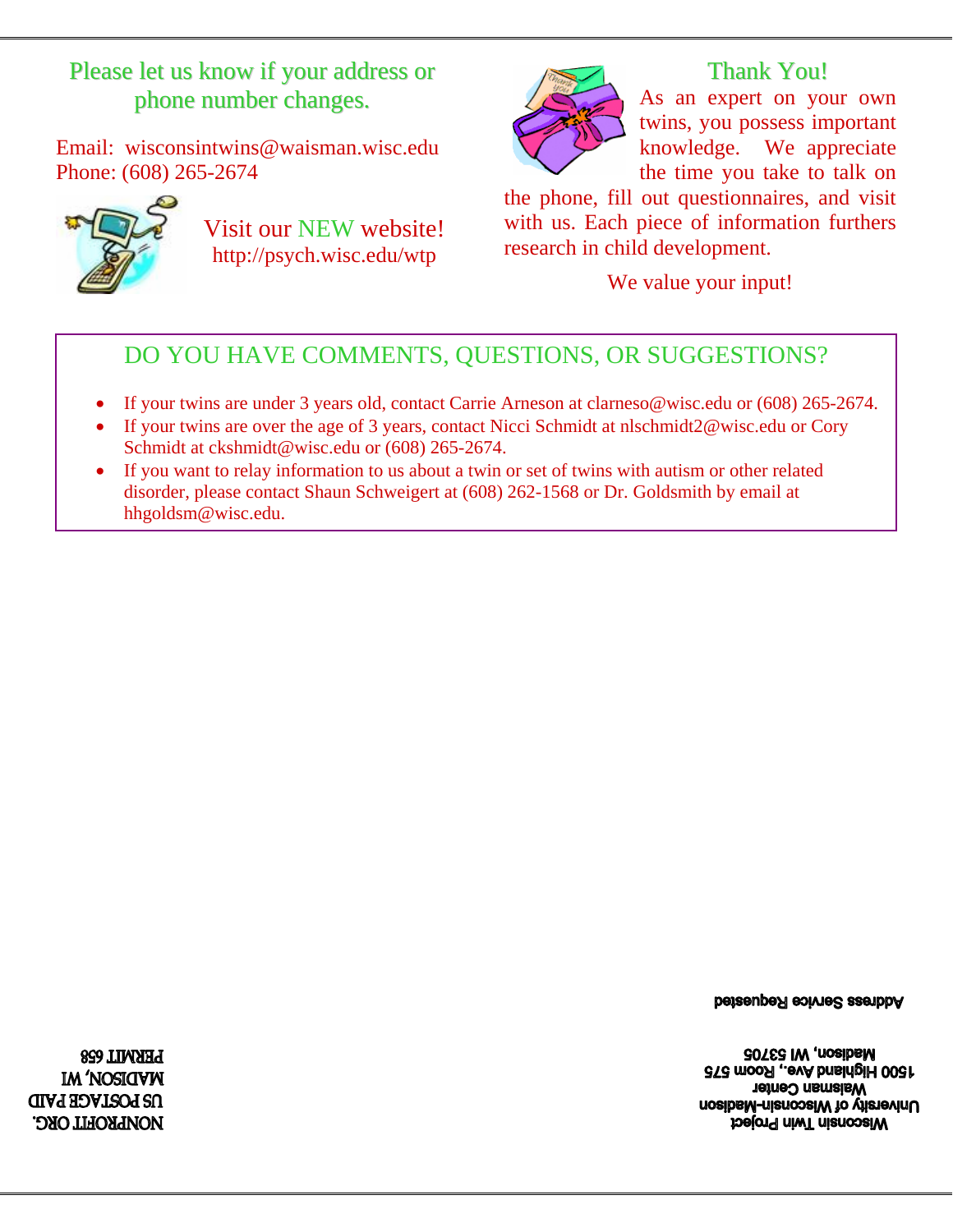## Please let us know if your address or phone number changes.

Email: wisconsintwins@waisman.wisc.edu
Phone: (608) 265-2674

Visit our NEW website!
http://psych.wisc.edu/wtp

## Thank You!

As an expert on your own twins, you possess important knowledge. We appreciate the time you take to talk on the phone, fill out questionnaires, and visit with us. Each piece of information furthers research in child development.

We value your input!

## DO YOU HAVE COMMENTS, QUESTIONS, OR SUGGESTIONS?

- If your twins are under 3 years old, contact Carrie Arneson at clarneso@wisc.edu or (608) 265-2674.
- If your twins are over the age of 3 years, contact Nicci Schmidt at nlschmidt2@wisc.edu or Cory Schmidt at ckshmidt@wisc.edu or (608) 265-2674.
- If you want to relay information to us about a twin or set of twins with autism or other related disorder, please contact Shaun Schweigert at (608) 262-1568 or Dr. Goldsmith by email at hhgoldsm@wisc.edu.

Address Service Requested

Wisconsin Twin Project
University of Wisconsin-Madison
Waisman Center
1500 Highland Ave., Room 575
Madison, WI 53705

NONPROFIT ORG.
US POSTAGE PAID
MADISON, WI
PERMIT 658